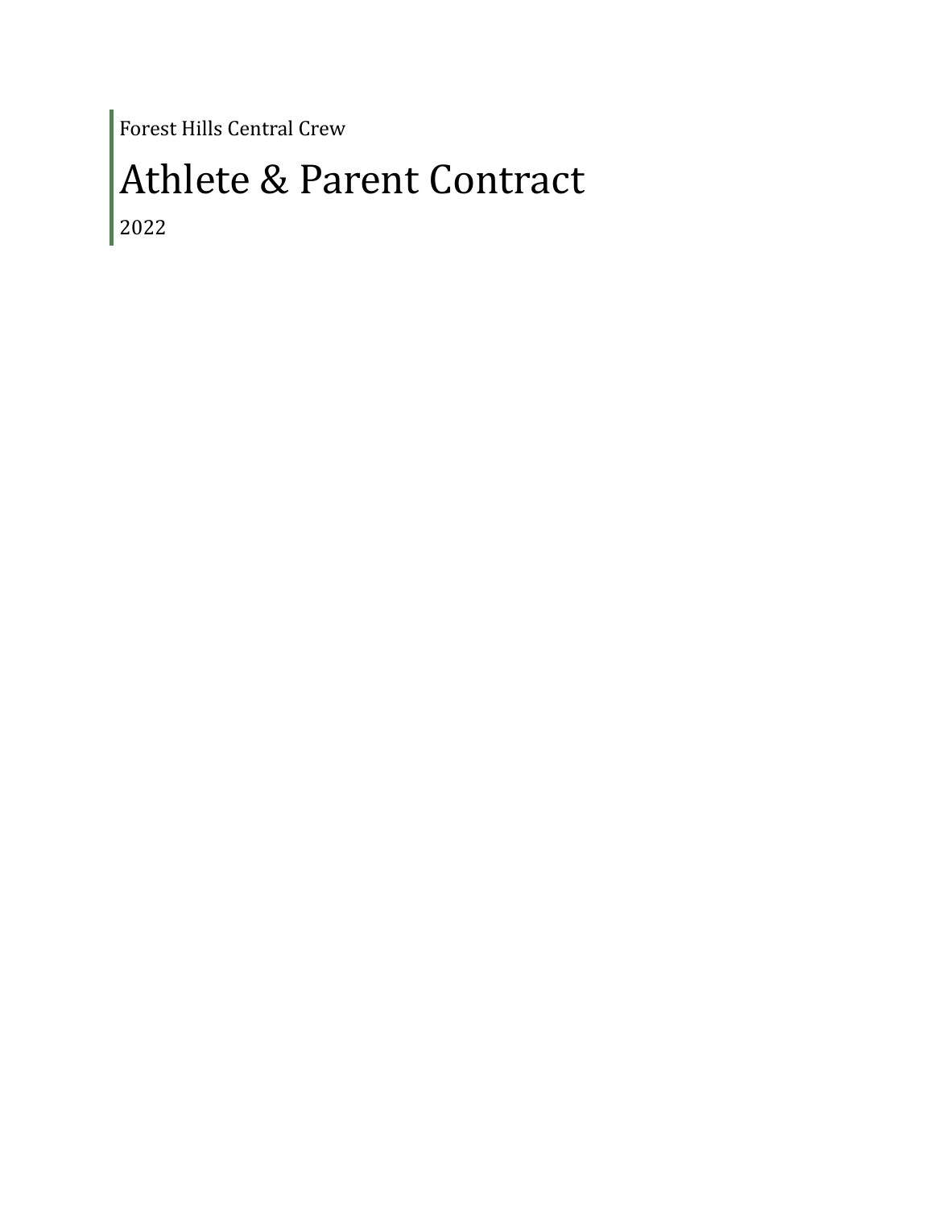Forest Hills Central Crew

# Athlete & Parent Contract

2022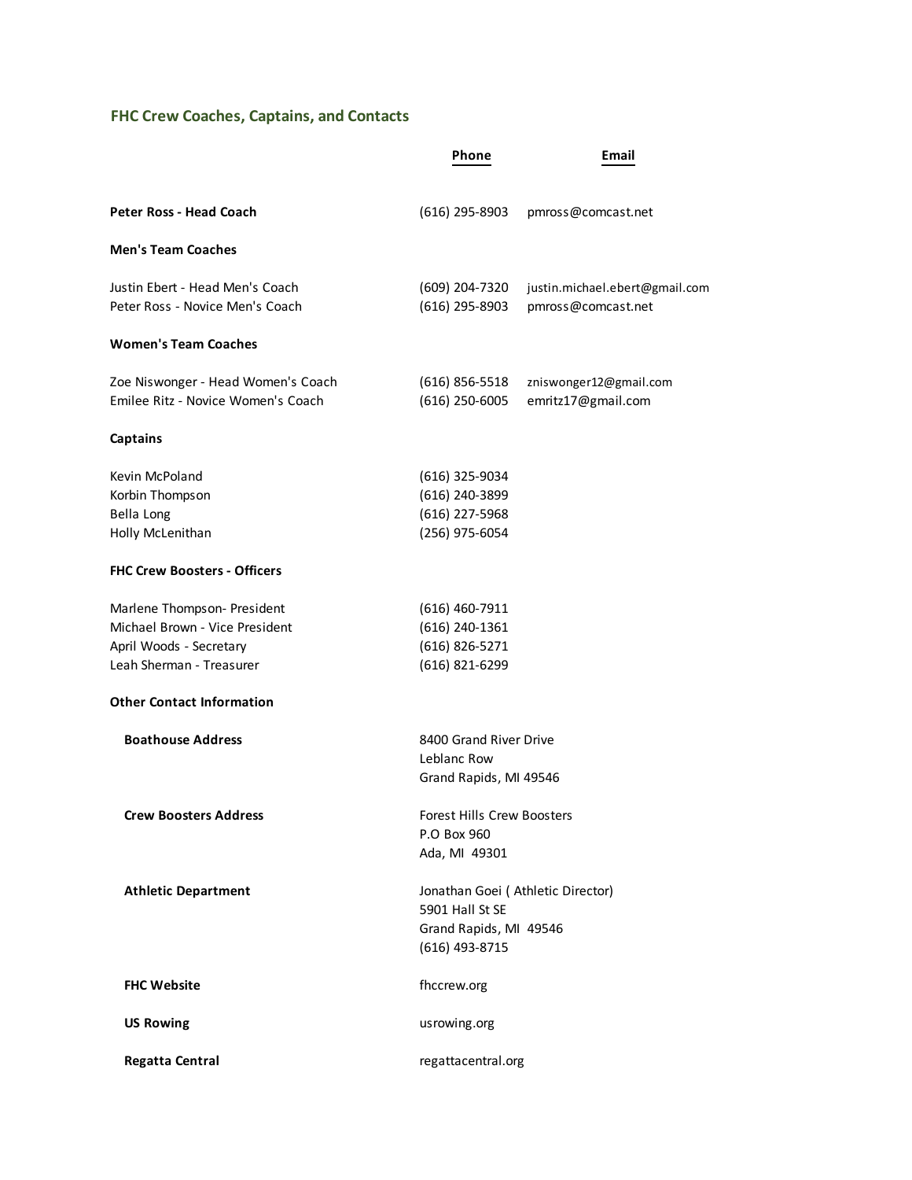## FHC Crew Coaches, Captains, and Contacts

| | Phone | Email |
|---|---|---|
| **Peter Ross - Head Coach** | (616) 295-8903 | pmross@comcast.net |
| **Men's Team Coaches** | | |
| Justin Ebert - Head Men's Coach | (609) 204-7320 | justin.michael.ebert@gmail.com |
| Peter Ross - Novice Men's Coach | (616) 295-8903 | pmross@comcast.net |
| **Women's Team Coaches** | | |
| Zoe Niswonger - Head Women's Coach | (616) 856-5518 | zniswonger12@gmail.com |
| Emilee Ritz - Novice Women's Coach | (616) 250-6005 | emritz17@gmail.com |
| **Captains** | | |
| Kevin McPoland | (616) 325-9034 | |
| Korbin Thompson | (616) 240-3899 | |
| Bella Long | (616) 227-5968 | |
| Holly McLenithan | (256) 975-6054 | |
| **FHC Crew Boosters - Officers** | | |
| Marlene Thompson- President | (616) 460-7911 | |
| Michael Brown - Vice President | (616) 240-1361 | |
| April Woods - Secretary | (616) 826-5271 | |
| Leah Sherman - Treasurer | (616) 821-6299 | |

**Other Contact Information**

| | |
|---|---|
| **Boathouse Address** | 8400 Grand River Drive<br>Leblanc Row<br>Grand Rapids, MI 49546 |
| **Crew Boosters Address** | Forest Hills Crew Boosters<br>P.O Box 960<br>Ada, MI 49301 |
| **Athletic Department** | Jonathan Goei ( Athletic Director)<br>5901 Hall St SE<br>Grand Rapids, MI 49546<br>(616) 493-8715 |
| **FHC Website** | fhccrew.org |
| **US Rowing** | usrowing.org |
| **Regatta Central** | regattacentral.org |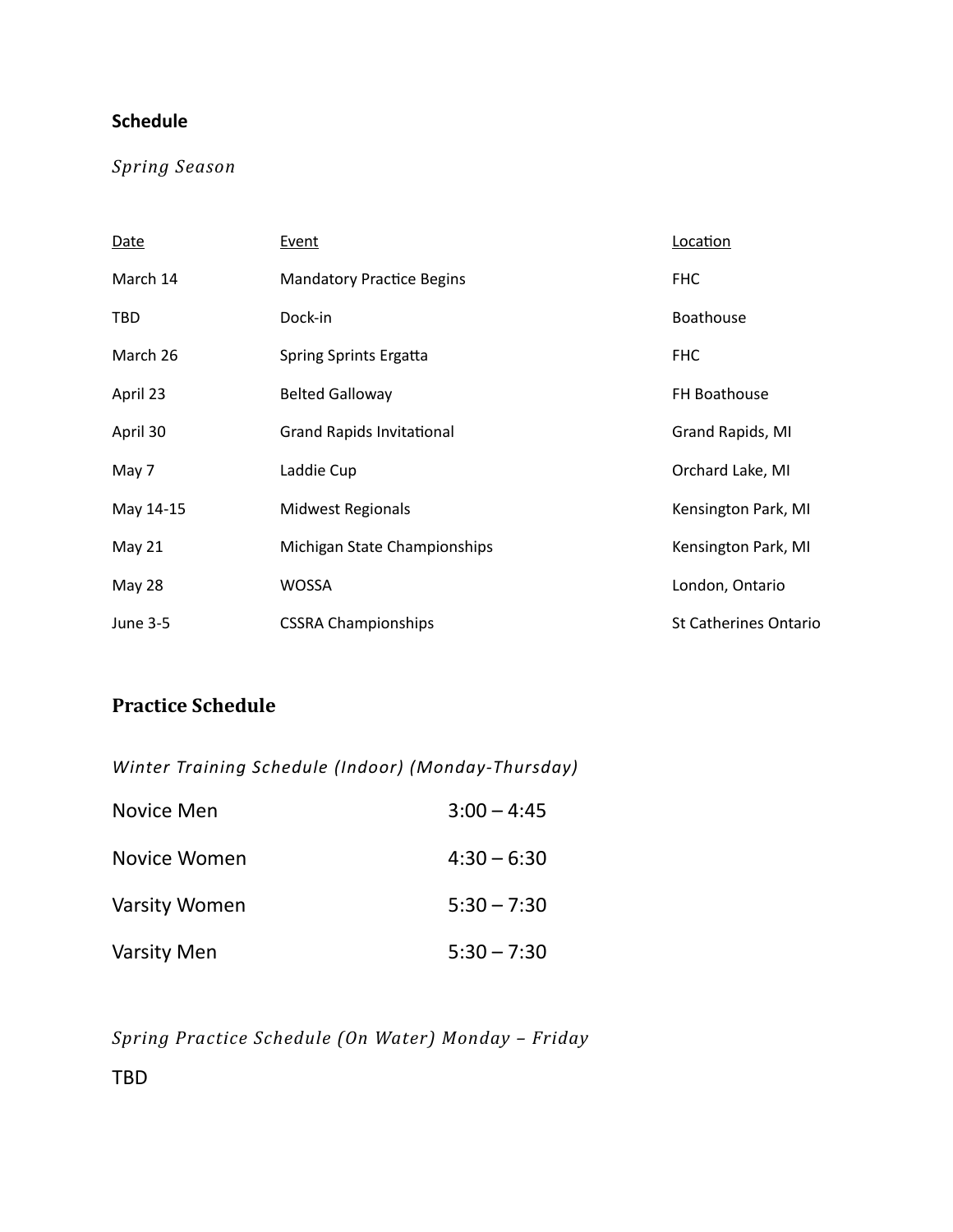**Schedule**

*Spring Season*

| Date | Event | Location |
|---|---|---|
| March 14 | Mandatory Practice Begins | FHC |
| TBD | Dock-in | Boathouse |
| March 26 | Spring Sprints Ergatta | FHC |
| April 23 | Belted Galloway | FH Boathouse |
| April 30 | Grand Rapids Invitational | Grand Rapids, MI |
| May 7 | Laddie Cup | Orchard Lake, MI |
| May 14-15 | Midwest Regionals | Kensington Park, MI |
| May 21 | Michigan State Championships | Kensington Park, MI |
| May 28 | WOSSA | London, Ontario |
| June 3-5 | CSSRA Championships | St Catherines Ontario |

## Practice Schedule

*Winter Training Schedule (Indoor) (Monday-Thursday)*

| | |
|---|---|
| Novice Men | 3:00 – 4:45 |
| Novice Women | 4:30 – 6:30 |
| Varsity Women | 5:30 – 7:30 |
| Varsity Men | 5:30 – 7:30 |

*Spring Practice Schedule (On Water) Monday – Friday*

TBD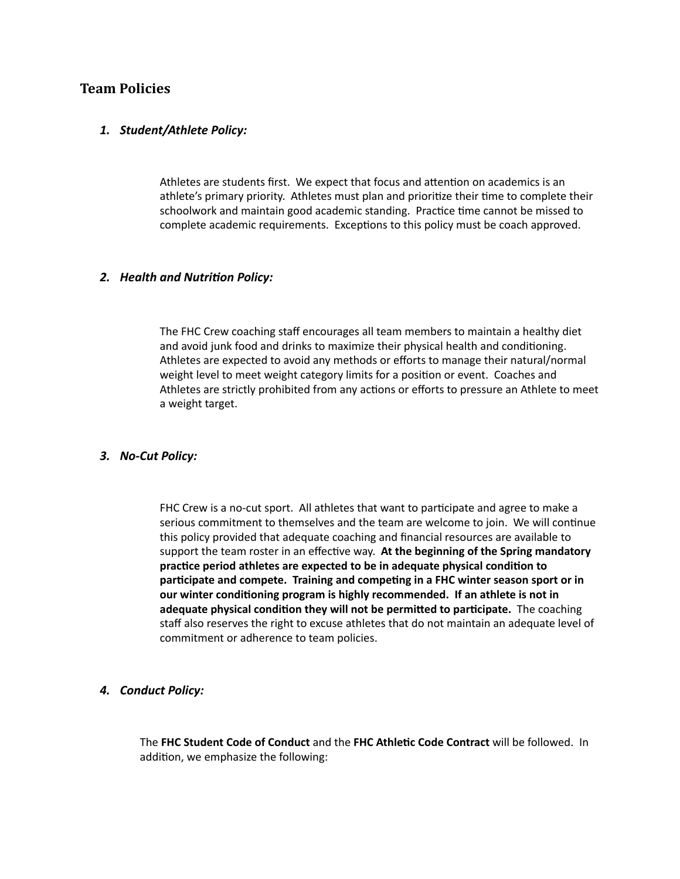## Team Policies

### *1. Student/Athlete Policy:*

Athletes are students first. We expect that focus and attention on academics is an athlete's primary priority. Athletes must plan and prioritize their time to complete their schoolwork and maintain good academic standing. Practice time cannot be missed to complete academic requirements. Exceptions to this policy must be coach approved.

### *2. Health and Nutrition Policy:*

The FHC Crew coaching staff encourages all team members to maintain a healthy diet and avoid junk food and drinks to maximize their physical health and conditioning. Athletes are expected to avoid any methods or efforts to manage their natural/normal weight level to meet weight category limits for a position or event. Coaches and Athletes are strictly prohibited from any actions or efforts to pressure an Athlete to meet a weight target.

### *3. No-Cut Policy:*

FHC Crew is a no-cut sport. All athletes that want to participate and agree to make a serious commitment to themselves and the team are welcome to join. We will continue this policy provided that adequate coaching and financial resources are available to support the team roster in an effective way. **At the beginning of the Spring mandatory practice period athletes are expected to be in adequate physical condition to participate and compete. Training and competing in a FHC winter season sport or in our winter conditioning program is highly recommended. If an athlete is not in adequate physical condition they will not be permitted to participate.** The coaching staff also reserves the right to excuse athletes that do not maintain an adequate level of commitment or adherence to team policies.

### *4. Conduct Policy:*

The **FHC Student Code of Conduct** and the **FHC Athletic Code Contract** will be followed. In addition, we emphasize the following: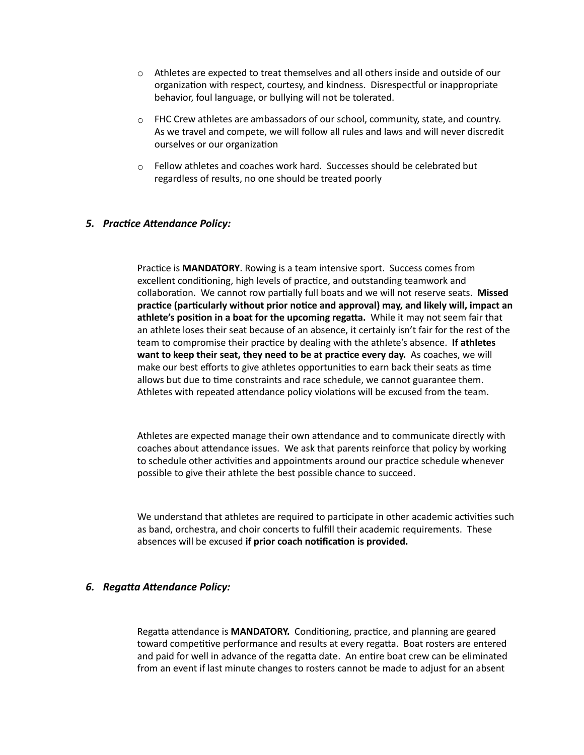- Athletes are expected to treat themselves and all others inside and outside of our organization with respect, courtesy, and kindness. Disrespectful or inappropriate behavior, foul language, or bullying will not be tolerated.
- FHC Crew athletes are ambassadors of our school, community, state, and country. As we travel and compete, we will follow all rules and laws and will never discredit ourselves or our organization
- Fellow athletes and coaches work hard. Successes should be celebrated but regardless of results, no one should be treated poorly

### *5. Practice Attendance Policy:*

Practice is **MANDATORY**. Rowing is a team intensive sport. Success comes from excellent conditioning, high levels of practice, and outstanding teamwork and collaboration. We cannot row partially full boats and we will not reserve seats. **Missed practice (particularly without prior notice and approval) may, and likely will, impact an athlete's position in a boat for the upcoming regatta.** While it may not seem fair that an athlete loses their seat because of an absence, it certainly isn't fair for the rest of the team to compromise their practice by dealing with the athlete's absence. **If athletes want to keep their seat, they need to be at practice every day.** As coaches, we will make our best efforts to give athletes opportunities to earn back their seats as time allows but due to time constraints and race schedule, we cannot guarantee them. Athletes with repeated attendance policy violations will be excused from the team.

Athletes are expected manage their own attendance and to communicate directly with coaches about attendance issues. We ask that parents reinforce that policy by working to schedule other activities and appointments around our practice schedule whenever possible to give their athlete the best possible chance to succeed.

We understand that athletes are required to participate in other academic activities such as band, orchestra, and choir concerts to fulfill their academic requirements. These absences will be excused **if prior coach notification is provided.**

### *6. Regatta Attendance Policy:*

Regatta attendance is **MANDATORY.** Conditioning, practice, and planning are geared toward competitive performance and results at every regatta. Boat rosters are entered and paid for well in advance of the regatta date. An entire boat crew can be eliminated from an event if last minute changes to rosters cannot be made to adjust for an absent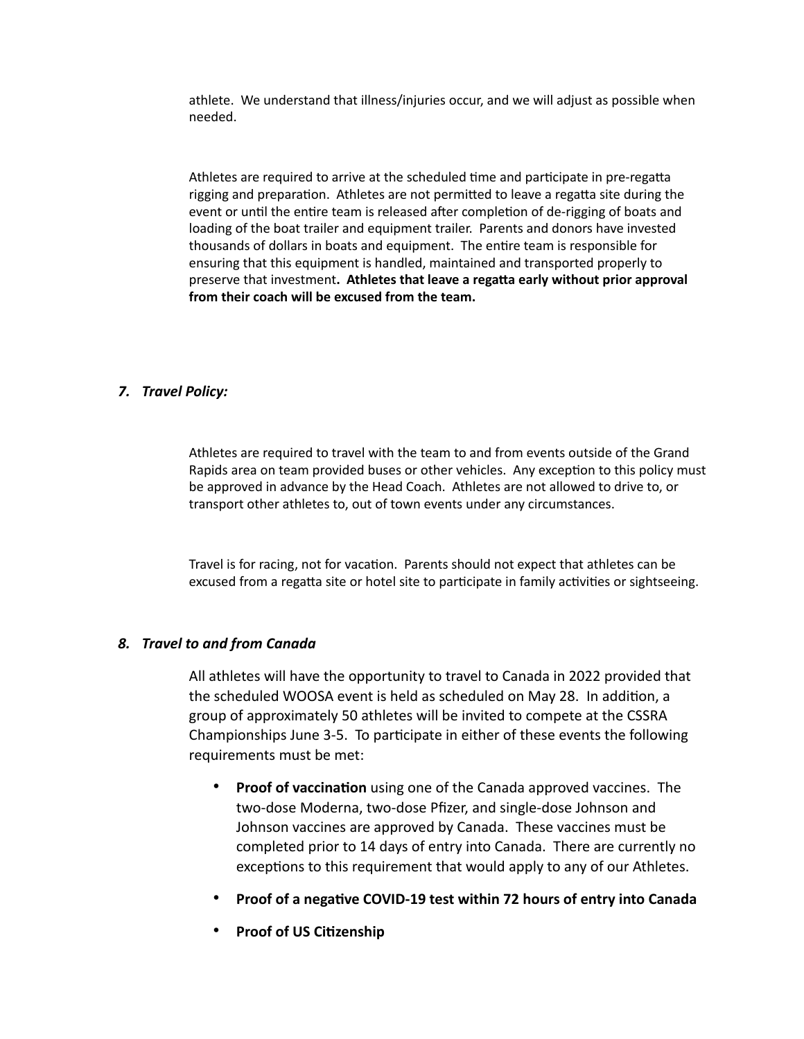athlete. We understand that illness/injuries occur, and we will adjust as possible when needed.

Athletes are required to arrive at the scheduled time and participate in pre-regatta rigging and preparation. Athletes are not permitted to leave a regatta site during the event or until the entire team is released after completion of de-rigging of boats and loading of the boat trailer and equipment trailer. Parents and donors have invested thousands of dollars in boats and equipment. The entire team is responsible for ensuring that this equipment is handled, maintained and transported properly to preserve that investment. **Athletes that leave a regatta early without prior approval from their coach will be excused from the team.**

### *7. Travel Policy:*

Athletes are required to travel with the team to and from events outside of the Grand Rapids area on team provided buses or other vehicles. Any exception to this policy must be approved in advance by the Head Coach. Athletes are not allowed to drive to, or transport other athletes to, out of town events under any circumstances.

Travel is for racing, not for vacation. Parents should not expect that athletes can be excused from a regatta site or hotel site to participate in family activities or sightseeing.

### *8. Travel to and from Canada*

All athletes will have the opportunity to travel to Canada in 2022 provided that the scheduled WOOSA event is held as scheduled on May 28. In addition, a group of approximately 50 athletes will be invited to compete at the CSSRA Championships June 3-5. To participate in either of these events the following requirements must be met:

- **Proof of vaccination** using one of the Canada approved vaccines. The two-dose Moderna, two-dose Pfizer, and single-dose Johnson and Johnson vaccines are approved by Canada. These vaccines must be completed prior to 14 days of entry into Canada. There are currently no exceptions to this requirement that would apply to any of our Athletes.
- **Proof of a negative COVID-19 test within 72 hours of entry into Canada**
- **Proof of US Citizenship**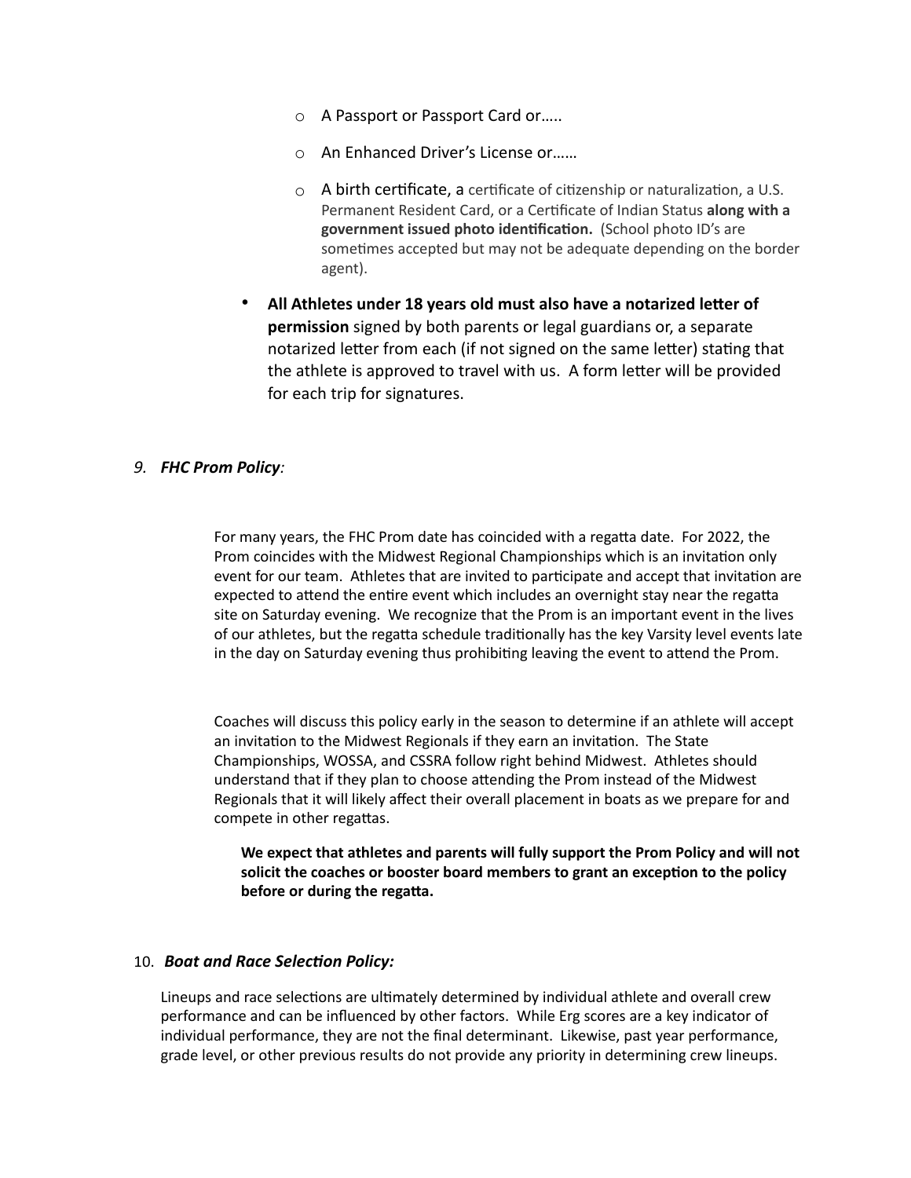- A Passport or Passport Card or…..
  - An Enhanced Driver's License or……
  - A birth certificate, a certificate of citizenship or naturalization, a U.S. Permanent Resident Card, or a Certificate of Indian Status **along with a government issued photo identification.** (School photo ID's are sometimes accepted but may not be adequate depending on the border agent).

- **All Athletes under 18 years old must also have a notarized letter of permission** signed by both parents or legal guardians or, a separate notarized letter from each (if not signed on the same letter) stating that the athlete is approved to travel with us. A form letter will be provided for each trip for signatures.

### *9. **FHC Prom Policy**:*

For many years, the FHC Prom date has coincided with a regatta date. For 2022, the Prom coincides with the Midwest Regional Championships which is an invitation only event for our team. Athletes that are invited to participate and accept that invitation are expected to attend the entire event which includes an overnight stay near the regatta site on Saturday evening. We recognize that the Prom is an important event in the lives of our athletes, but the regatta schedule traditionally has the key Varsity level events late in the day on Saturday evening thus prohibiting leaving the event to attend the Prom.

Coaches will discuss this policy early in the season to determine if an athlete will accept an invitation to the Midwest Regionals if they earn an invitation. The State Championships, WOSSA, and CSSRA follow right behind Midwest. Athletes should understand that if they plan to choose attending the Prom instead of the Midwest Regionals that it will likely affect their overall placement in boats as we prepare for and compete in other regattas.

**We expect that athletes and parents will fully support the Prom Policy and will not solicit the coaches or booster board members to grant an exception to the policy before or during the regatta.**

### 10. ***Boat and Race Selection Policy:***

Lineups and race selections are ultimately determined by individual athlete and overall crew performance and can be influenced by other factors. While Erg scores are a key indicator of individual performance, they are not the final determinant. Likewise, past year performance, grade level, or other previous results do not provide any priority in determining crew lineups.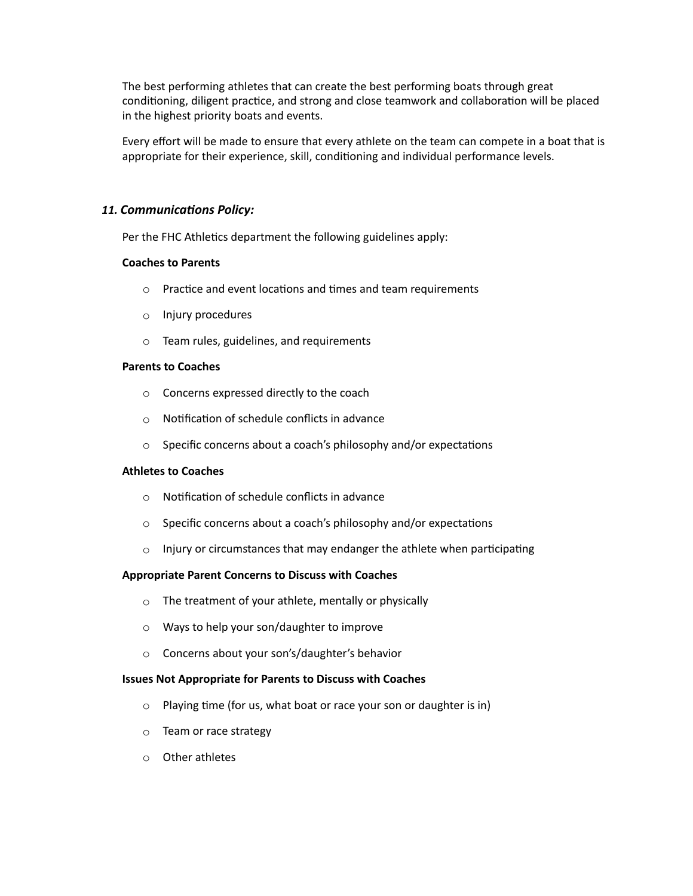The best performing athletes that can create the best performing boats through great conditioning, diligent practice, and strong and close teamwork and collaboration will be placed in the highest priority boats and events.

Every effort will be made to ensure that every athlete on the team can compete in a boat that is appropriate for their experience, skill, conditioning and individual performance levels.

### *11. Communications Policy:*

Per the FHC Athletics department the following guidelines apply:

**Coaches to Parents**

- Practice and event locations and times and team requirements
- Injury procedures
- Team rules, guidelines, and requirements

**Parents to Coaches**

- Concerns expressed directly to the coach
- Notification of schedule conflicts in advance
- Specific concerns about a coach's philosophy and/or expectations

**Athletes to Coaches**

- Notification of schedule conflicts in advance
- Specific concerns about a coach's philosophy and/or expectations
- Injury or circumstances that may endanger the athlete when participating

**Appropriate Parent Concerns to Discuss with Coaches**

- The treatment of your athlete, mentally or physically
- Ways to help your son/daughter to improve
- Concerns about your son's/daughter's behavior

**Issues Not Appropriate for Parents to Discuss with Coaches**

- Playing time (for us, what boat or race your son or daughter is in)
- Team or race strategy
- Other athletes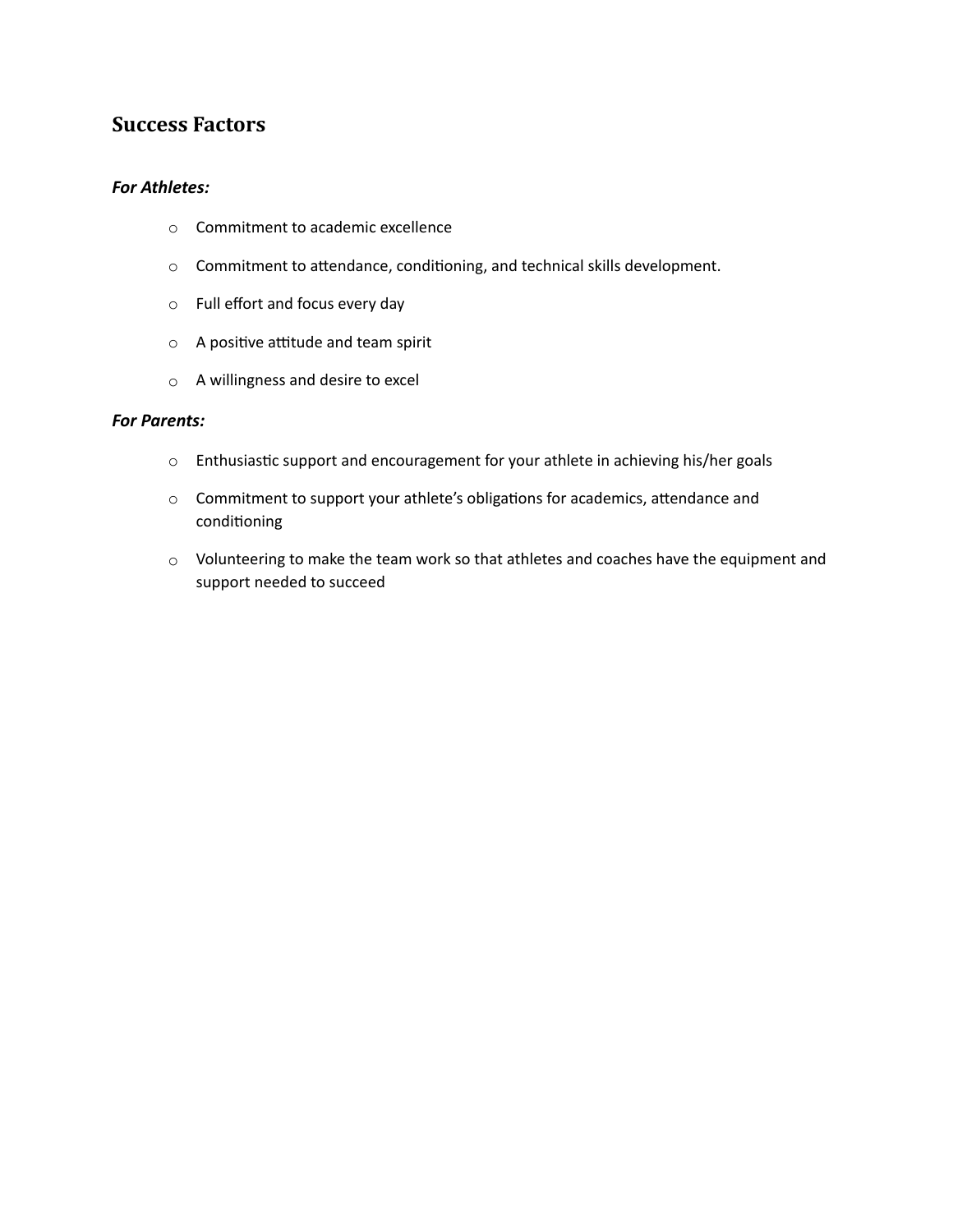## Success Factors

### *For Athletes:*

- Commitment to academic excellence
- Commitment to attendance, conditioning, and technical skills development.
- Full effort and focus every day
- A positive attitude and team spirit
- A willingness and desire to excel

### *For Parents:*

- Enthusiastic support and encouragement for your athlete in achieving his/her goals
- Commitment to support your athlete's obligations for academics, attendance and conditioning
- Volunteering to make the team work so that athletes and coaches have the equipment and support needed to succeed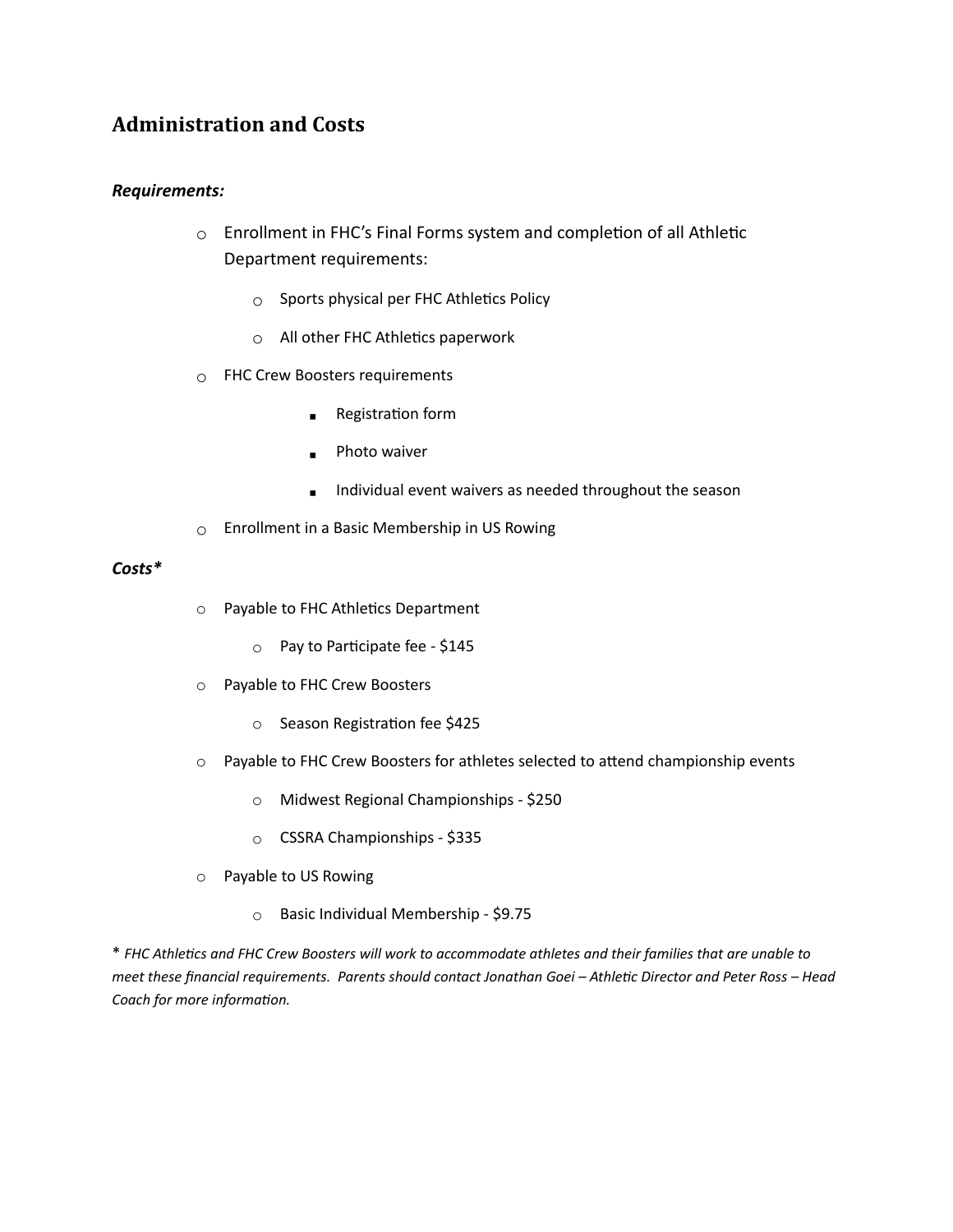## Administration and Costs

***Requirements:***

- Enrollment in FHC's Final Forms system and completion of all Athletic Department requirements:
  - Sports physical per FHC Athletics Policy
  - All other FHC Athletics paperwork
- FHC Crew Boosters requirements
  - Registration form
  - Photo waiver
  - Individual event waivers as needed throughout the season
- Enrollment in a Basic Membership in US Rowing

***Costs****

- Payable to FHC Athletics Department
  - Pay to Participate fee - $145
- Payable to FHC Crew Boosters
  - Season Registration fee $425
- Payable to FHC Crew Boosters for athletes selected to attend championship events
  - Midwest Regional Championships - $250
  - CSSRA Championships - $335
- Payable to US Rowing
  - Basic Individual Membership - $9.75

\* *FHC Athletics and FHC Crew Boosters will work to accommodate athletes and their families that are unable to meet these financial requirements. Parents should contact Jonathan Goei – Athletic Director and Peter Ross – Head Coach for more information.*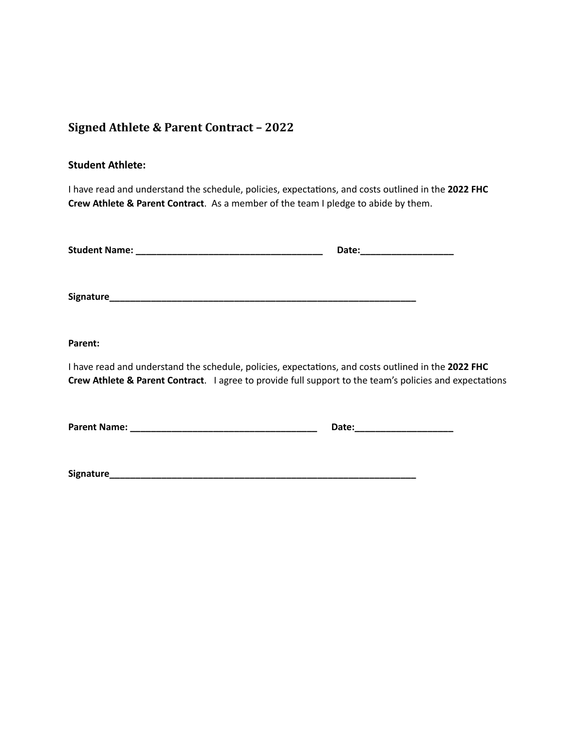## Signed Athlete & Parent Contract – 2022

### Student Athlete:

I have read and understand the schedule, policies, expectations, and costs outlined in the **2022 FHC Crew Athlete & Parent Contract**. As a member of the team I pledge to abide by them.

**Student Name: ______________________________________ Date:__________________**

**Signature______________________________________________________________**

**Parent:**

I have read and understand the schedule, policies, expectations, and costs outlined in the **2022 FHC Crew Athlete & Parent Contract**. I agree to provide full support to the team's policies and expectations

**Parent Name: ______________________________________ Date:___________________**

**Signature______________________________________________________________**